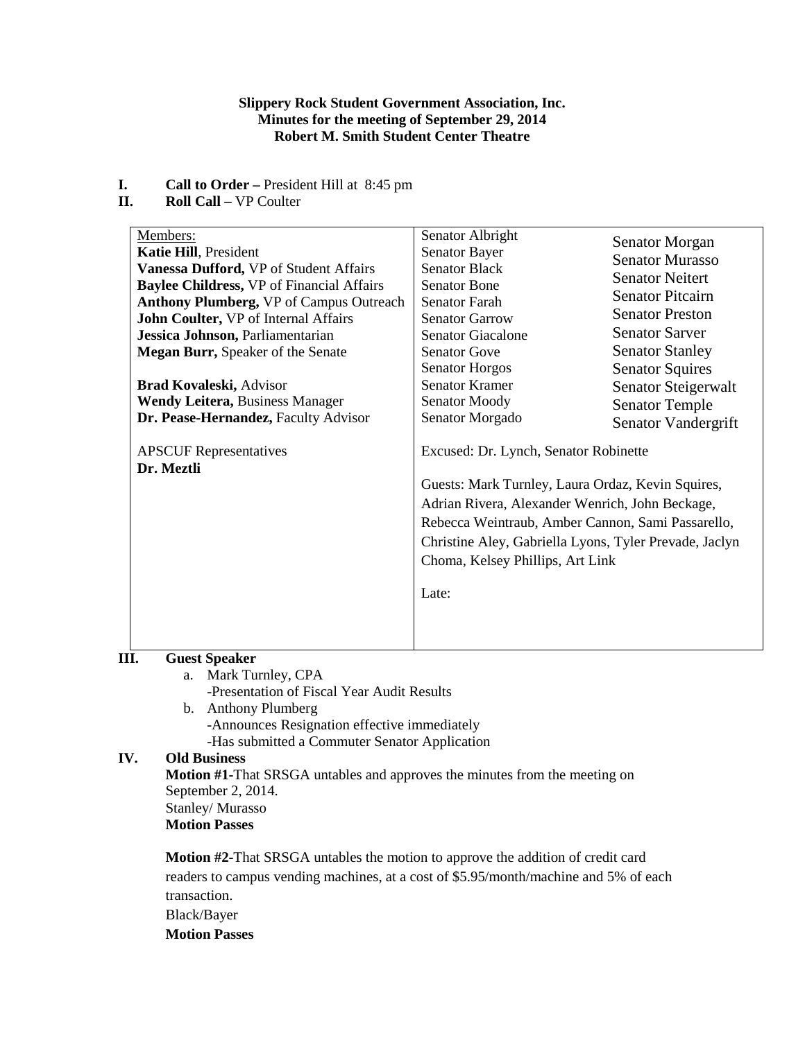**Slippery Rock Student Government Association, Inc.**
**Minutes for the meeting of September 29, 2014**
**Robert M. Smith Student Center Theatre**

I. **Call to Order –** President Hill at 8:45 pm

II. **Roll Call –** VP Coulter

| | | |
|---|---|---|
| Members:<br>**Katie Hill**, President<br>**Vanessa Dufford,** VP of Student Affairs<br>**Baylee Childress,** VP of Financial Affairs<br>**Anthony Plumberg,** VP of Campus Outreach<br>**John Coulter,** VP of Internal Affairs<br>**Jessica Johnson,** Parliamentarian<br>**Megan Burr,** Speaker of the Senate<br><br>**Brad Kovaleski,** Advisor<br>**Wendy Leitera,** Business Manager<br>**Dr. Pease-Hernandez,** Faculty Advisor<br><br>APSCUF Representatives<br>**Dr. Meztli** | Senator Albright<br>Senator Bayer<br>Senator Black<br>Senator Bone<br>Senator Farah<br>Senator Garrow<br>Senator Giacalone<br>Senator Gove<br>Senator Horgos<br>Senator Kramer<br>Senator Moody<br>Senator Morgado | Senator Morgan<br>Senator Murasso<br>Senator Neitert<br>Senator Pitcairn<br>Senator Preston<br>Senator Sarver<br>Senator Stanley<br>Senator Squires<br>Senator Steigerwalt<br>Senator Temple<br>Senator Vandergrift |
| | Excused: Dr. Lynch, Senator Robinette<br><br>Guests: Mark Turnley, Laura Ordaz, Kevin Squires, Adrian Rivera, Alexander Wenrich, John Beckage, Rebecca Weintraub, Amber Cannon, Sami Passarello, Christine Aley, Gabriella Lyons, Tyler Prevade, Jaclyn Choma, Kelsey Phillips, Art Link<br><br>Late: | |

III. **Guest Speaker**

a. Mark Turnley, CPA
   -Presentation of Fiscal Year Audit Results

b. Anthony Plumberg
   -Announces Resignation effective immediately
   -Has submitted a Commuter Senator Application

IV. **Old Business**

**Motion #1**-That SRSGA untables and approves the minutes from the meeting on September 2, 2014.
Stanley/ Murasso
**Motion Passes**

**Motion #2**-That SRSGA untables the motion to approve the addition of credit card readers to campus vending machines, at a cost of $5.95/month/machine and 5% of each transaction.
Black/Bayer
**Motion Passes**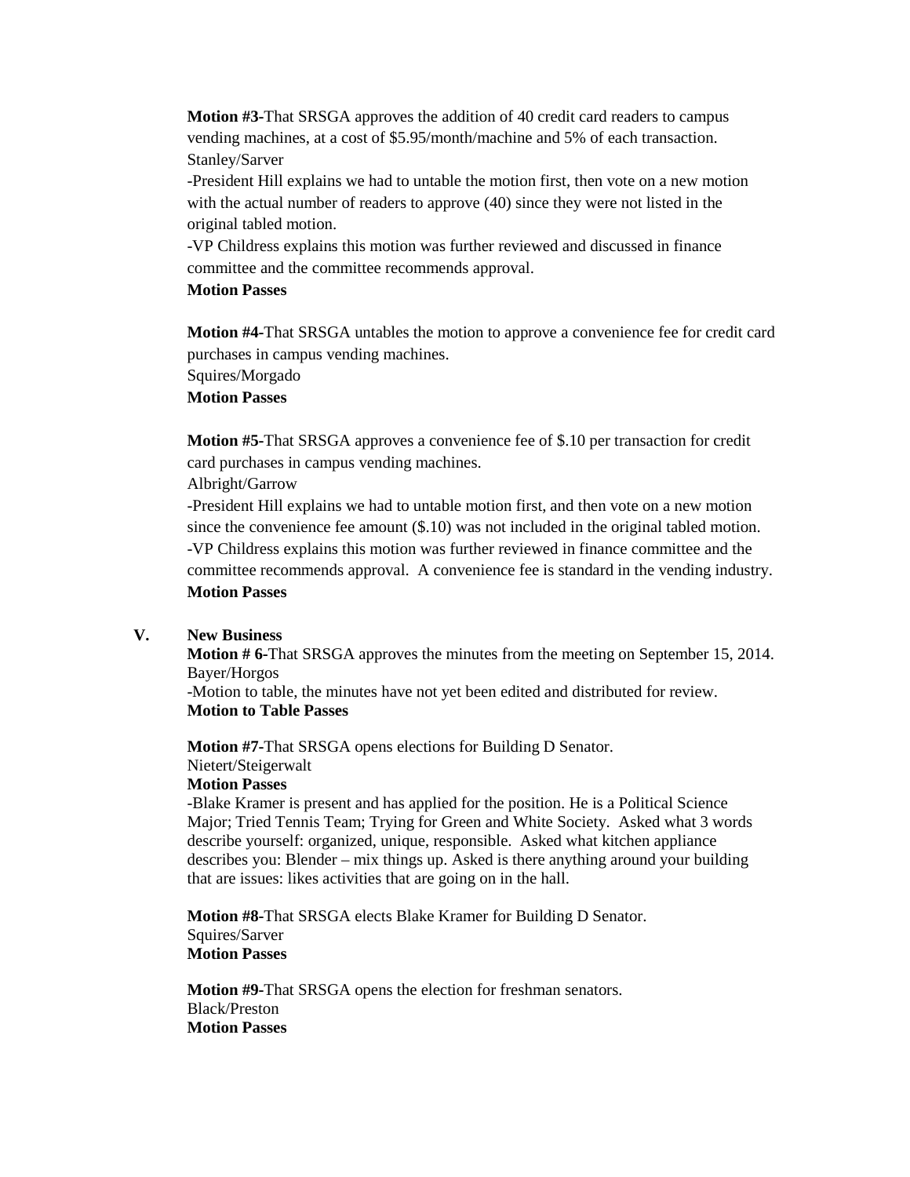**Motion #3**-That SRSGA approves the addition of 40 credit card readers to campus vending machines, at a cost of $5.95/month/machine and 5% of each transaction.
Stanley/Sarver
-President Hill explains we had to untable the motion first, then vote on a new motion with the actual number of readers to approve (40) since they were not listed in the original tabled motion.
-VP Childress explains this motion was further reviewed and discussed in finance committee and the committee recommends approval.
**Motion Passes**

**Motion #4**-That SRSGA untables the motion to approve a convenience fee for credit card purchases in campus vending machines.
Squires/Morgado
**Motion Passes**

**Motion #5**-That SRSGA approves a convenience fee of $.10 per transaction for credit card purchases in campus vending machines.
Albright/Garrow
-President Hill explains we had to untable motion first, and then vote on a new motion since the convenience fee amount ($.10) was not included in the original tabled motion.
-VP Childress explains this motion was further reviewed in finance committee and the committee recommends approval. A convenience fee is standard in the vending industry.
**Motion Passes**

## V. New Business

**Motion # 6**-That SRSGA approves the minutes from the meeting on September 15, 2014.
Bayer/Horgos
-Motion to table, the minutes have not yet been edited and distributed for review.
**Motion to Table Passes**

**Motion #7**-That SRSGA opens elections for Building D Senator.
Nietert/Steigerwalt
**Motion Passes**
-Blake Kramer is present and has applied for the position. He is a Political Science Major; Tried Tennis Team; Trying for Green and White Society. Asked what 3 words describe yourself: organized, unique, responsible. Asked what kitchen appliance describes you: Blender – mix things up. Asked is there anything around your building that are issues: likes activities that are going on in the hall.

**Motion #8**-That SRSGA elects Blake Kramer for Building D Senator.
Squires/Sarver
**Motion Passes**

**Motion #9**-That SRSGA opens the election for freshman senators.
Black/Preston
**Motion Passes**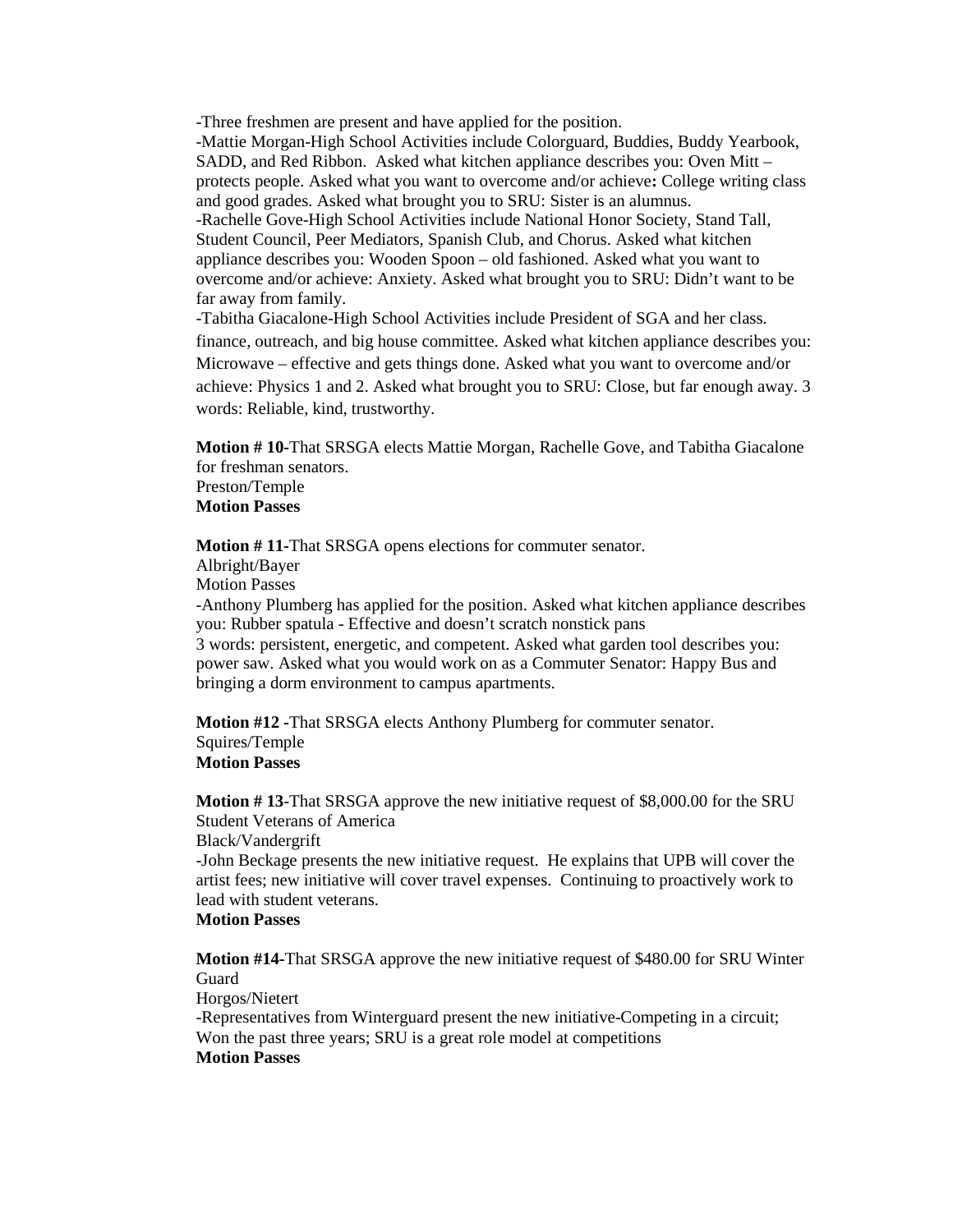-Three freshmen are present and have applied for the position.
-Mattie Morgan-High School Activities include Colorguard, Buddies, Buddy Yearbook, SADD, and Red Ribbon. Asked what kitchen appliance describes you: Oven Mitt – protects people. Asked what you want to overcome and/or achieve**:** College writing class and good grades. Asked what brought you to SRU: Sister is an alumnus.
-Rachelle Gove-High School Activities include National Honor Society, Stand Tall, Student Council, Peer Mediators, Spanish Club, and Chorus. Asked what kitchen appliance describes you: Wooden Spoon – old fashioned. Asked what you want to overcome and/or achieve: Anxiety. Asked what brought you to SRU: Didn't want to be far away from family.
-Tabitha Giacalone-High School Activities include President of SGA and her class. finance, outreach, and big house committee. Asked what kitchen appliance describes you: Microwave – effective and gets things done. Asked what you want to overcome and/or achieve: Physics 1 and 2. Asked what brought you to SRU: Close, but far enough away. 3 words: Reliable, kind, trustworthy.

**Motion # 10**-That SRSGA elects Mattie Morgan, Rachelle Gove, and Tabitha Giacalone for freshman senators.
Preston/Temple
**Motion Passes**

**Motion # 11**-That SRSGA opens elections for commuter senator.
Albright/Bayer
Motion Passes
-Anthony Plumberg has applied for the position. Asked what kitchen appliance describes you: Rubber spatula - Effective and doesn't scratch nonstick pans
3 words: persistent, energetic, and competent. Asked what garden tool describes you: power saw. Asked what you would work on as a Commuter Senator: Happy Bus and bringing a dorm environment to campus apartments.

**Motion #12** -That SRSGA elects Anthony Plumberg for commuter senator.
Squires/Temple
**Motion Passes**

**Motion # 13**-That SRSGA approve the new initiative request of $8,000.00 for the SRU Student Veterans of America
Black/Vandergrift
-John Beckage presents the new initiative request. He explains that UPB will cover the artist fees; new initiative will cover travel expenses. Continuing to proactively work to lead with student veterans.
**Motion Passes**

**Motion #14**-That SRSGA approve the new initiative request of $480.00 for SRU Winter Guard
Horgos/Nietert
-Representatives from Winterguard present the new initiative-Competing in a circuit; Won the past three years; SRU is a great role model at competitions
**Motion Passes**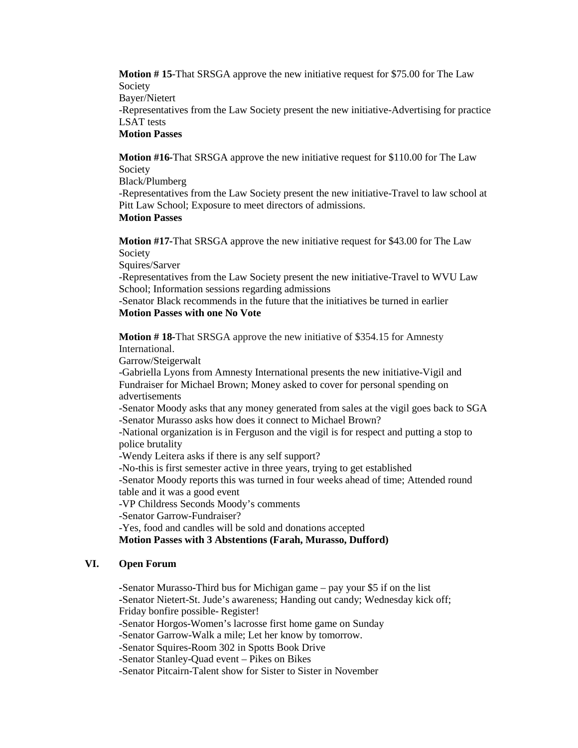**Motion # 15**-That SRSGA approve the new initiative request for $75.00 for The Law Society

Bayer/Nietert

-Representatives from the Law Society present the new initiative-Advertising for practice LSAT tests

**Motion Passes**

**Motion #16**-That SRSGA approve the new initiative request for $110.00 for The Law Society

Black/Plumberg

-Representatives from the Law Society present the new initiative-Travel to law school at Pitt Law School; Exposure to meet directors of admissions.

**Motion Passes**

**Motion #17**-That SRSGA approve the new initiative request for $43.00 for The Law Society

Squires/Sarver

-Representatives from the Law Society present the new initiative-Travel to WVU Law School; Information sessions regarding admissions

-Senator Black recommends in the future that the initiatives be turned in earlier

**Motion Passes with one No Vote**

**Motion # 18**-That SRSGA approve the new initiative of $354.15 for Amnesty International.

Garrow/Steigerwalt

-Gabriella Lyons from Amnesty International presents the new initiative-Vigil and Fundraiser for Michael Brown; Money asked to cover for personal spending on advertisements

-Senator Moody asks that any money generated from sales at the vigil goes back to SGA

-Senator Murasso asks how does it connect to Michael Brown?

-National organization is in Ferguson and the vigil is for respect and putting a stop to police brutality

-Wendy Leitera asks if there is any self support?

-No-this is first semester active in three years, trying to get established

-Senator Moody reports this was turned in four weeks ahead of time; Attended round table and it was a good event

-VP Childress Seconds Moody's comments

-Senator Garrow-Fundraiser?

-Yes, food and candles will be sold and donations accepted

**Motion Passes with 3 Abstentions (Farah, Murasso, Dufford)**

## VI. Open Forum

-Senator Murasso-Third bus for Michigan game – pay your $5 if on the list

-Senator Nietert-St. Jude's awareness; Handing out candy; Wednesday kick off; Friday bonfire possible- Register!

-Senator Horgos-Women's lacrosse first home game on Sunday

-Senator Garrow-Walk a mile; Let her know by tomorrow.

-Senator Squires-Room 302 in Spotts Book Drive

-Senator Stanley-Quad event – Pikes on Bikes

-Senator Pitcairn-Talent show for Sister to Sister in November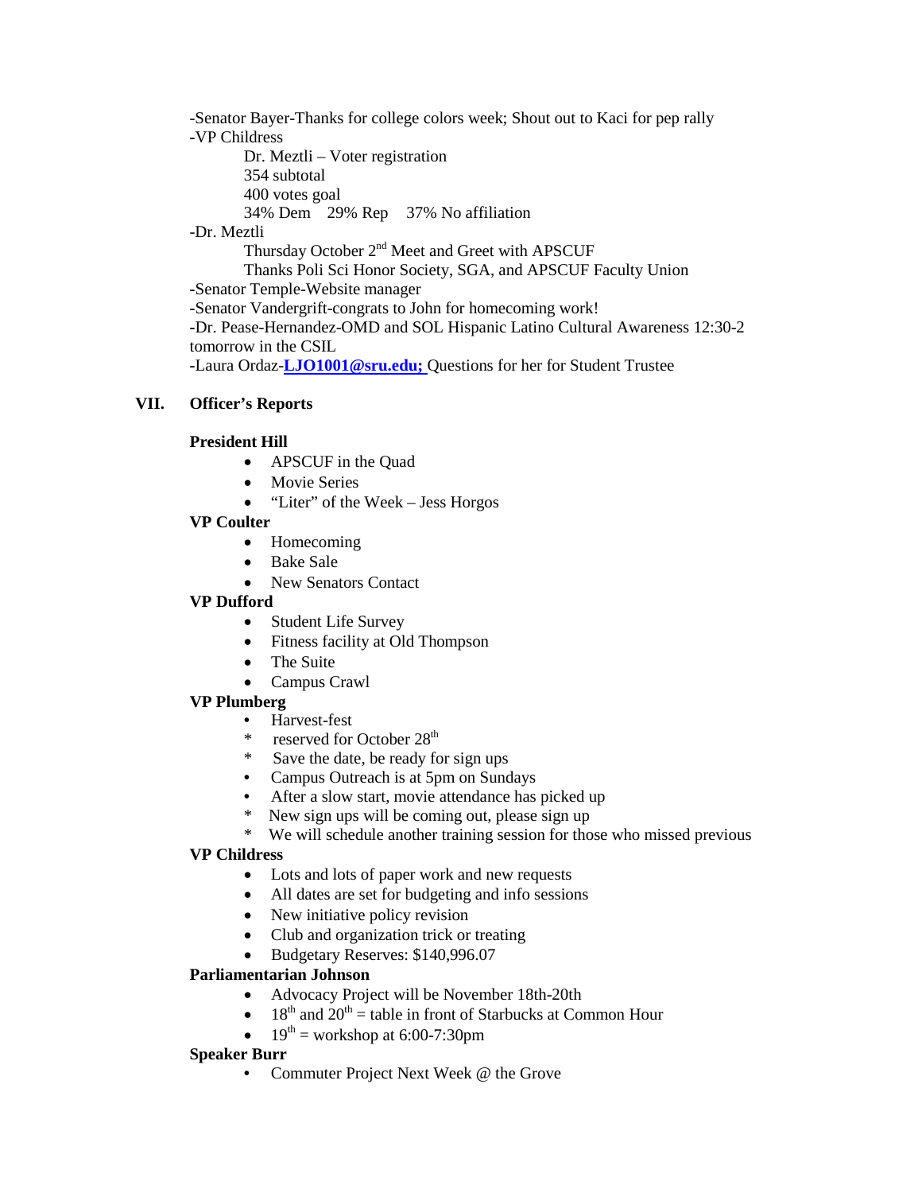-Senator Bayer-Thanks for college colors week; Shout out to Kaci for pep rally
-VP Childress

Dr. Meztli – Voter registration
354 subtotal
400 votes goal
34% Dem 29% Rep 37% No affiliation

-Dr. Meztli

Thursday October 2nd Meet and Greet with APSCUF
Thanks Poli Sci Honor Society, SGA, and APSCUF Faculty Union

-Senator Temple-Website manager
-Senator Vandergrift-congrats to John for homecoming work!
-Dr. Pease-Hernandez-OMD and SOL Hispanic Latino Cultural Awareness 12:30-2 tomorrow in the CSIL
-Laura Ordaz-**LJO1001@sru.edu;** Questions for her for Student Trustee

## VII. Officer's Reports

**President Hill**

- APSCUF in the Quad
- Movie Series
- "Liter" of the Week – Jess Horgos

**VP Coulter**

- Homecoming
- Bake Sale
- New Senators Contact

**VP Dufford**

- Student Life Survey
- Fitness facility at Old Thompson
- The Suite
- Campus Crawl

**VP Plumberg**

- Harvest-fest
  - reserved for October 28th
  - Save the date, be ready for sign ups
- Campus Outreach is at 5pm on Sundays
- After a slow start, movie attendance has picked up
  - New sign ups will be coming out, please sign up
  - We will schedule another training session for those who missed previous

**VP Childress**

- Lots and lots of paper work and new requests
- All dates are set for budgeting and info sessions
- New initiative policy revision
- Club and organization trick or treating
- Budgetary Reserves: $140,996.07

**Parliamentarian Johnson**

- Advocacy Project will be November 18th-20th
- 18th and 20th = table in front of Starbucks at Common Hour
- 19th = workshop at 6:00-7:30pm

**Speaker Burr**

- Commuter Project Next Week @ the Grove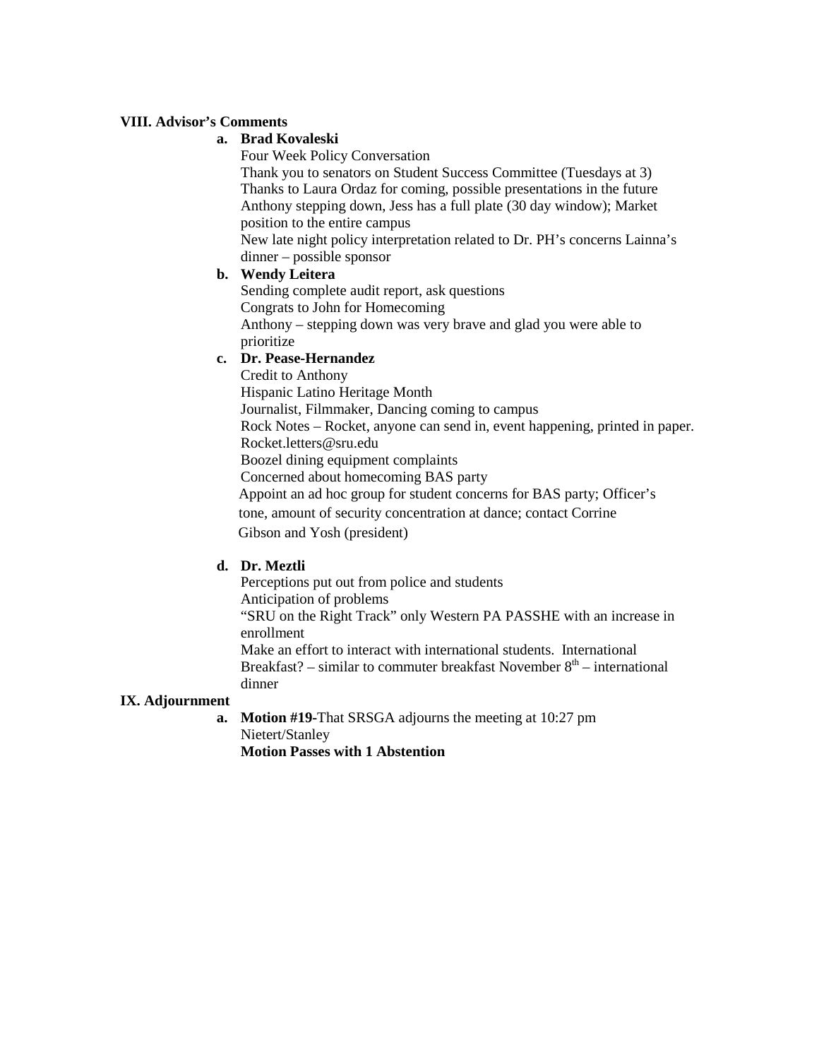## VIII. Advisor's Comments

a. **Brad Kovaleski**
   Four Week Policy Conversation
   Thank you to senators on Student Success Committee (Tuesdays at 3)
   Thanks to Laura Ordaz for coming, possible presentations in the future
   Anthony stepping down, Jess has a full plate (30 day window); Market position to the entire campus
   New late night policy interpretation related to Dr. PH's concerns Lainna's dinner – possible sponsor

b. **Wendy Leitera**
   Sending complete audit report, ask questions
   Congrats to John for Homecoming
   Anthony – stepping down was very brave and glad you were able to prioritize

c. **Dr. Pease-Hernandez**
   Credit to Anthony
   Hispanic Latino Heritage Month
   Journalist, Filmmaker, Dancing coming to campus
   Rock Notes – Rocket, anyone can send in, event happening, printed in paper. Rocket.letters@sru.edu
   Boozel dining equipment complaints
   Concerned about homecoming BAS party
   Appoint an ad hoc group for student concerns for BAS party; Officer's tone, amount of security concentration at dance; contact Corrine Gibson and Yosh (president)

d. **Dr. Meztli**
   Perceptions put out from police and students
   Anticipation of problems
   "SRU on the Right Track" only Western PA PASSHE with an increase in enrollment
   Make an effort to interact with international students. International Breakfast? – similar to commuter breakfast November 8th – international dinner

## IX. Adjournment

a. **Motion #19**-That SRSGA adjourns the meeting at 10:27 pm
   Nietert/Stanley
   **Motion Passes with 1 Abstention**